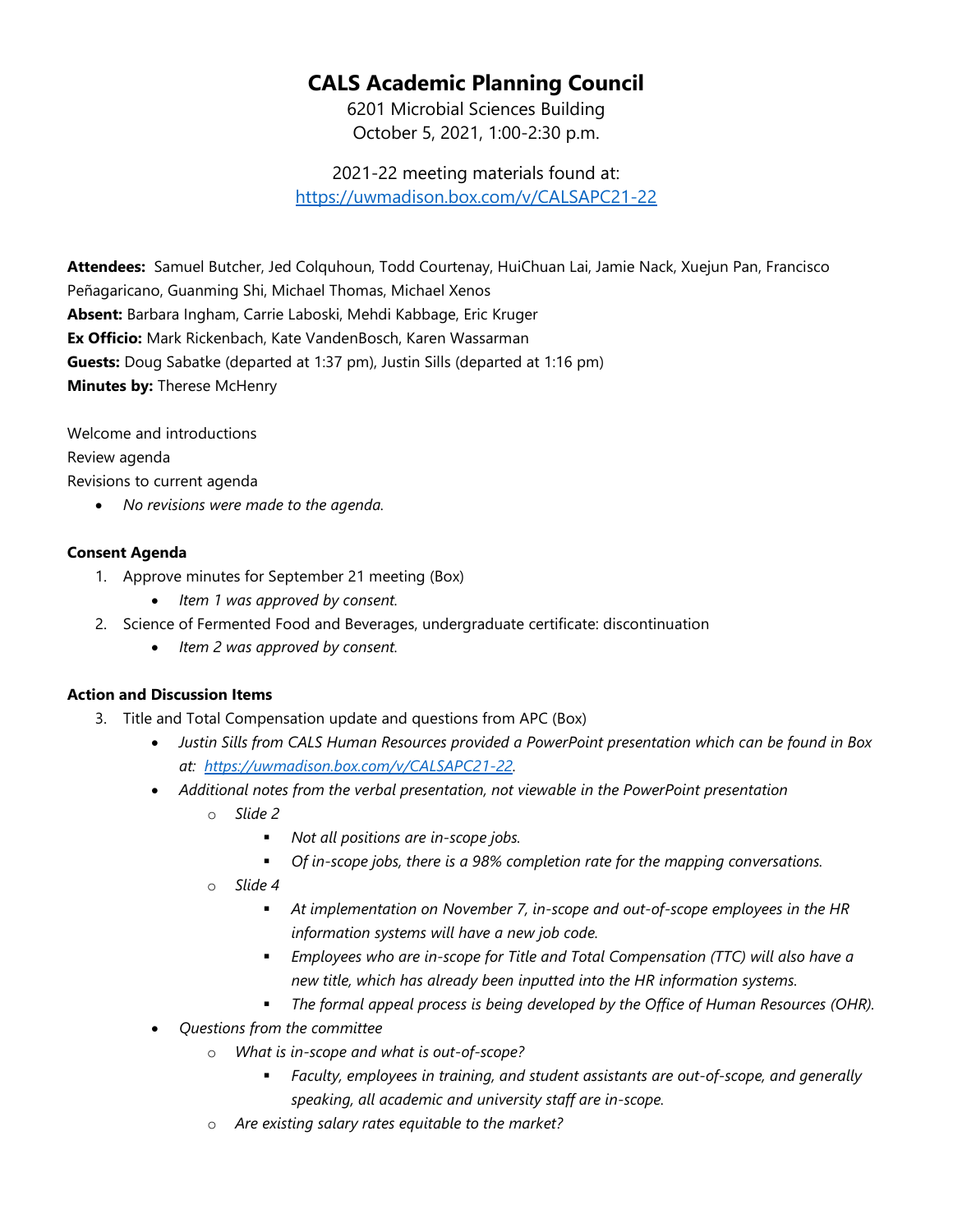# CALS Academic Planning Council

6201 Microbial Sciences Building
October 5, 2021, 1:00-2:30 p.m.

2021-22 meeting materials found at:
https://uwmadison.box.com/v/CALSAPC21-22

**Attendees:** Samuel Butcher, Jed Colquhoun, Todd Courtenay, HuiChuan Lai, Jamie Nack, Xuejun Pan, Francisco Peñagaricano, Guanming Shi, Michael Thomas, Michael Xenos
**Absent:** Barbara Ingham, Carrie Laboski, Mehdi Kabbage, Eric Kruger
**Ex Officio:** Mark Rickenbach, Kate VandenBosch, Karen Wassarman
**Guests:** Doug Sabatke (departed at 1:37 pm), Justin Sills (departed at 1:16 pm)
**Minutes by:** Therese McHenry

Welcome and introductions
Review agenda
Revisions to current agenda

- *No revisions were made to the agenda.*

**Consent Agenda**

1. Approve minutes for September 21 meeting (Box)
   - *Item 1 was approved by consent.*
2. Science of Fermented Food and Beverages, undergraduate certificate: discontinuation
   - *Item 2 was approved by consent.*

**Action and Discussion Items**

3. Title and Total Compensation update and questions from APC (Box)
   - *Justin Sills from CALS Human Resources provided a PowerPoint presentation which can be found in Box at: https://uwmadison.box.com/v/CALSAPC21-22.*
   - *Additional notes from the verbal presentation, not viewable in the PowerPoint presentation*
     - *Slide 2*
       - *Not all positions are in-scope jobs.*
       - *Of in-scope jobs, there is a 98% completion rate for the mapping conversations.*
     - *Slide 4*
       - *At implementation on November 7, in-scope and out-of-scope employees in the HR information systems will have a new job code.*
       - *Employees who are in-scope for Title and Total Compensation (TTC) will also have a new title, which has already been inputted into the HR information systems.*
       - *The formal appeal process is being developed by the Office of Human Resources (OHR).*
   - *Questions from the committee*
     - *What is in-scope and what is out-of-scope?*
       - *Faculty, employees in training, and student assistants are out-of-scope, and generally speaking, all academic and university staff are in-scope.*
     - *Are existing salary rates equitable to the market?*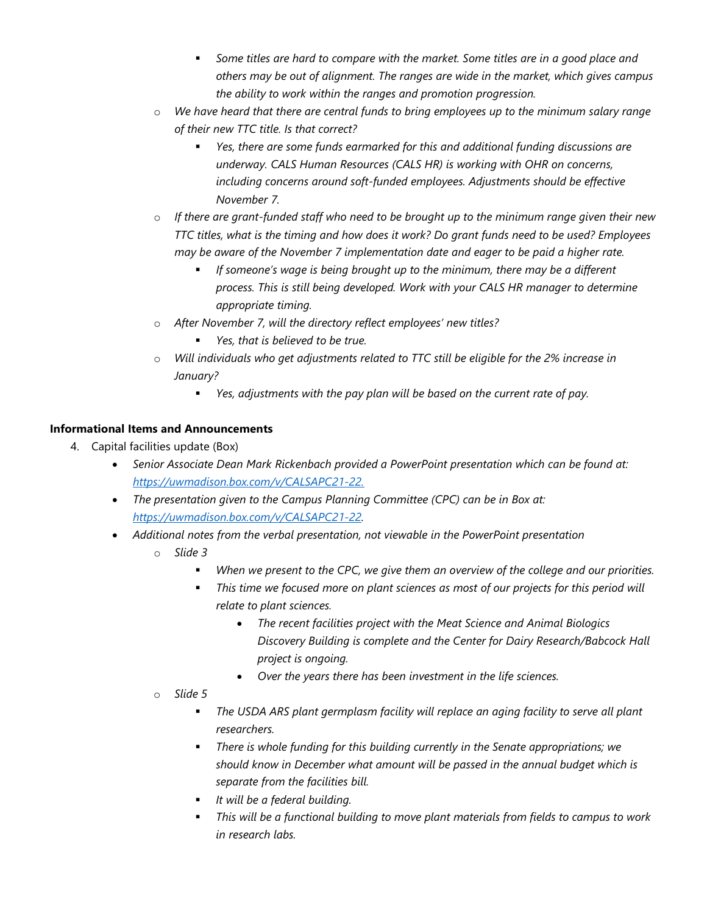- *Some titles are hard to compare with the market. Some titles are in a good place and others may be out of alignment. The ranges are wide in the market, which gives campus the ability to work within the ranges and promotion progression.*
    - *We have heard that there are central funds to bring employees up to the minimum salary range of their new TTC title. Is that correct?*
        - *Yes, there are some funds earmarked for this and additional funding discussions are underway. CALS Human Resources (CALS HR) is working with OHR on concerns, including concerns around soft-funded employees. Adjustments should be effective November 7.*
    - *If there are grant-funded staff who need to be brought up to the minimum range given their new TTC titles, what is the timing and how does it work? Do grant funds need to be used? Employees may be aware of the November 7 implementation date and eager to be paid a higher rate.*
        - *If someone's wage is being brought up to the minimum, there may be a different process. This is still being developed. Work with your CALS HR manager to determine appropriate timing.*
    - *After November 7, will the directory reflect employees' new titles?*
        - *Yes, that is believed to be true.*
    - *Will individuals who get adjustments related to TTC still be eligible for the 2% increase in January?*
        - *Yes, adjustments with the pay plan will be based on the current rate of pay.*

**Informational Items and Announcements**

4. Capital facilities update (Box)
    - *Senior Associate Dean Mark Rickenbach provided a PowerPoint presentation which can be found at: [https://uwmadison.box.com/v/CALSAPC21-22.](https://uwmadison.box.com/v/CALSAPC21-22)*
    - *The presentation given to the Campus Planning Committee (CPC) can be in Box at: [https://uwmadison.box.com/v/CALSAPC21-22](https://uwmadison.box.com/v/CALSAPC21-22).*
    - *Additional notes from the verbal presentation, not viewable in the PowerPoint presentation*
        - *Slide 3*
            - *When we present to the CPC, we give them an overview of the college and our priorities.*
            - *This time we focused more on plant sciences as most of our projects for this period will relate to plant sciences.*
                - *The recent facilities project with the Meat Science and Animal Biologics Discovery Building is complete and the Center for Dairy Research/Babcock Hall project is ongoing.*
                - *Over the years there has been investment in the life sciences.*
        - *Slide 5*
            - *The USDA ARS plant germplasm facility will replace an aging facility to serve all plant researchers.*
            - *There is whole funding for this building currently in the Senate appropriations; we should know in December what amount will be passed in the annual budget which is separate from the facilities bill.*
            - *It will be a federal building.*
            - *This will be a functional building to move plant materials from fields to campus to work in research labs.*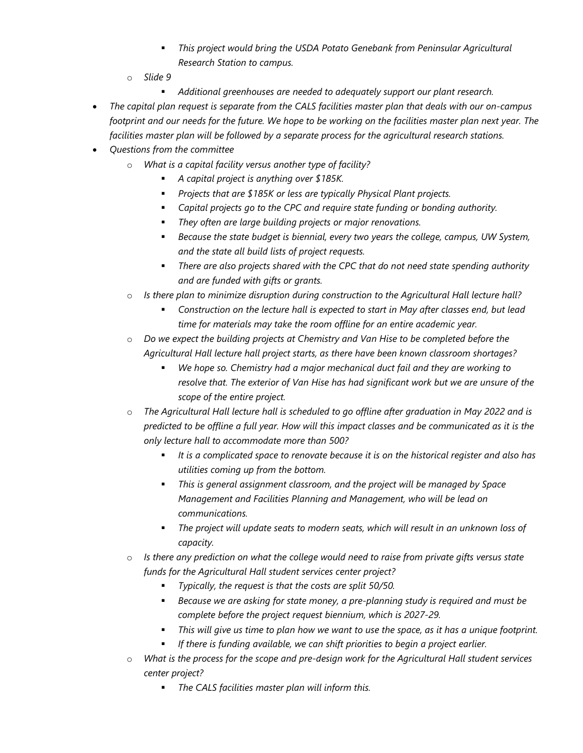- *This project would bring the USDA Potato Genebank from Peninsular Agricultural Research Station to campus.*
    - *Slide 9*
        - *Additional greenhouses are needed to adequately support our plant research.*
- *The capital plan request is separate from the CALS facilities master plan that deals with our on-campus footprint and our needs for the future. We hope to be working on the facilities master plan next year. The facilities master plan will be followed by a separate process for the agricultural research stations.*
- *Questions from the committee*
    - *What is a capital facility versus another type of facility?*
        - *A capital project is anything over $185K.*
        - *Projects that are $185K or less are typically Physical Plant projects.*
        - *Capital projects go to the CPC and require state funding or bonding authority.*
        - *They often are large building projects or major renovations.*
        - *Because the state budget is biennial, every two years the college, campus, UW System, and the state all build lists of project requests.*
        - *There are also projects shared with the CPC that do not need state spending authority and are funded with gifts or grants.*
    - *Is there plan to minimize disruption during construction to the Agricultural Hall lecture hall?*
        - *Construction on the lecture hall is expected to start in May after classes end, but lead time for materials may take the room offline for an entire academic year.*
    - *Do we expect the building projects at Chemistry and Van Hise to be completed before the Agricultural Hall lecture hall project starts, as there have been known classroom shortages?*
        - *We hope so. Chemistry had a major mechanical duct fail and they are working to resolve that. The exterior of Van Hise has had significant work but we are unsure of the scope of the entire project.*
    - *The Agricultural Hall lecture hall is scheduled to go offline after graduation in May 2022 and is predicted to be offline a full year. How will this impact classes and be communicated as it is the only lecture hall to accommodate more than 500?*
        - *It is a complicated space to renovate because it is on the historical register and also has utilities coming up from the bottom.*
        - *This is general assignment classroom, and the project will be managed by Space Management and Facilities Planning and Management, who will be lead on communications.*
        - *The project will update seats to modern seats, which will result in an unknown loss of capacity.*
    - *Is there any prediction on what the college would need to raise from private gifts versus state funds for the Agricultural Hall student services center project?*
        - *Typically, the request is that the costs are split 50/50.*
        - *Because we are asking for state money, a pre-planning study is required and must be complete before the project request biennium, which is 2027-29.*
        - *This will give us time to plan how we want to use the space, as it has a unique footprint.*
        - *If there is funding available, we can shift priorities to begin a project earlier.*
    - *What is the process for the scope and pre-design work for the Agricultural Hall student services center project?*
        - *The CALS facilities master plan will inform this.*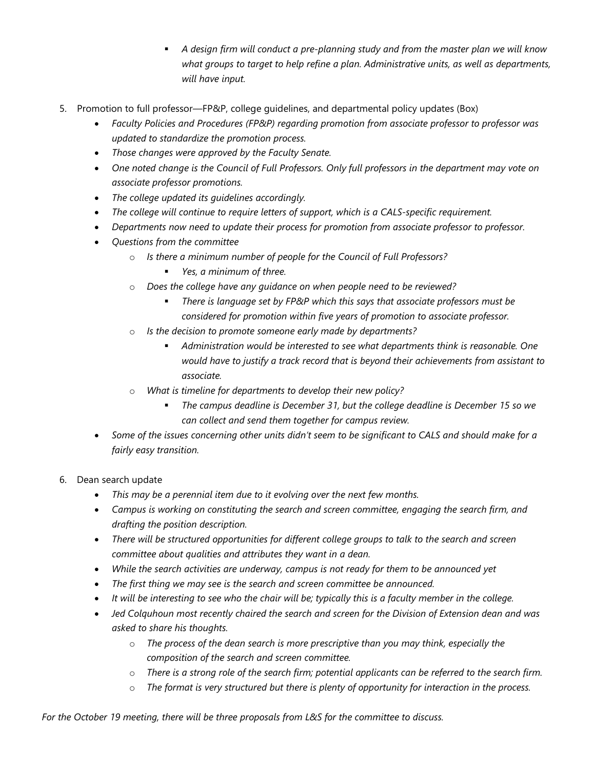- *A design firm will conduct a pre-planning study and from the master plan we will know what groups to target to help refine a plan. Administrative units, as well as departments, will have input.*

5. Promotion to full professor—FP&P, college guidelines, and departmental policy updates (Box)
    - *Faculty Policies and Procedures (FP&P) regarding promotion from associate professor to professor was updated to standardize the promotion process.*
    - *Those changes were approved by the Faculty Senate.*
    - *One noted change is the Council of Full Professors. Only full professors in the department may vote on associate professor promotions.*
    - *The college updated its guidelines accordingly.*
    - *The college will continue to require letters of support, which is a CALS-specific requirement.*
    - *Departments now need to update their process for promotion from associate professor to professor.*
    - *Questions from the committee*
        - *Is there a minimum number of people for the Council of Full Professors?*
            - *Yes, a minimum of three.*
        - *Does the college have any guidance on when people need to be reviewed?*
            - *There is language set by FP&P which this says that associate professors must be considered for promotion within five years of promotion to associate professor.*
        - *Is the decision to promote someone early made by departments?*
            - *Administration would be interested to see what departments think is reasonable. One would have to justify a track record that is beyond their achievements from assistant to associate.*
        - *What is timeline for departments to develop their new policy?*
            - *The campus deadline is December 31, but the college deadline is December 15 so we can collect and send them together for campus review.*
    - *Some of the issues concerning other units didn't seem to be significant to CALS and should make for a fairly easy transition.*

6. Dean search update
    - *This may be a perennial item due to it evolving over the next few months.*
    - *Campus is working on constituting the search and screen committee, engaging the search firm, and drafting the position description.*
    - *There will be structured opportunities for different college groups to talk to the search and screen committee about qualities and attributes they want in a dean.*
    - *While the search activities are underway, campus is not ready for them to be announced yet*
    - *The first thing we may see is the search and screen committee be announced.*
    - *It will be interesting to see who the chair will be; typically this is a faculty member in the college.*
    - *Jed Colquhoun most recently chaired the search and screen for the Division of Extension dean and was asked to share his thoughts.*
        - *The process of the dean search is more prescriptive than you may think, especially the composition of the search and screen committee.*
        - *There is a strong role of the search firm; potential applicants can be referred to the search firm.*
        - *The format is very structured but there is plenty of opportunity for interaction in the process.*

*For the October 19 meeting, there will be three proposals from L&S for the committee to discuss.*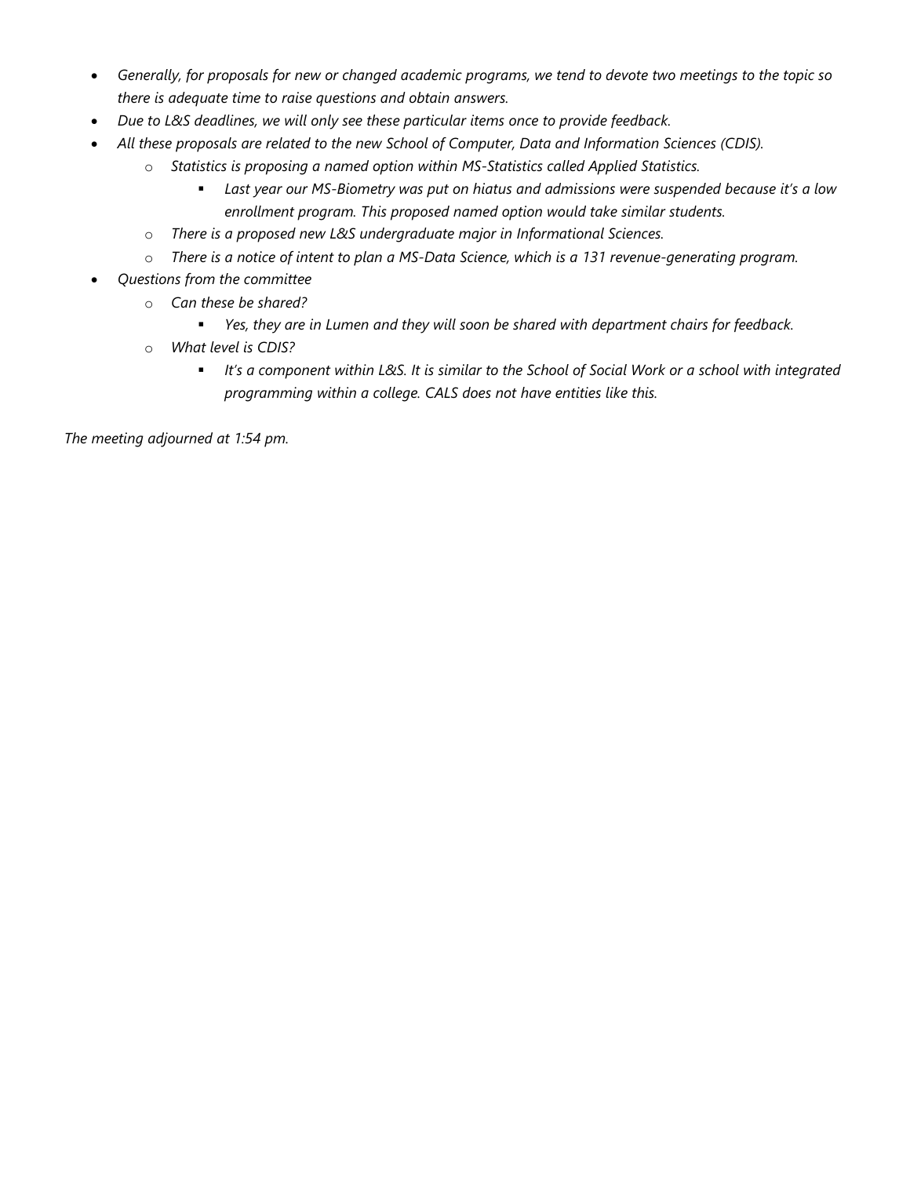- *Generally, for proposals for new or changed academic programs, we tend to devote two meetings to the topic so there is adequate time to raise questions and obtain answers.*
- *Due to L&S deadlines, we will only see these particular items once to provide feedback.*
- *All these proposals are related to the new School of Computer, Data and Information Sciences (CDIS).*
  - *Statistics is proposing a named option within MS-Statistics called Applied Statistics.*
    - *Last year our MS-Biometry was put on hiatus and admissions were suspended because it's a low enrollment program. This proposed named option would take similar students.*
  - *There is a proposed new L&S undergraduate major in Informational Sciences.*
  - *There is a notice of intent to plan a MS-Data Science, which is a 131 revenue-generating program.*
- *Questions from the committee*
  - *Can these be shared?*
    - *Yes, they are in Lumen and they will soon be shared with department chairs for feedback.*
  - *What level is CDIS?*
    - *It's a component within L&S. It is similar to the School of Social Work or a school with integrated programming within a college. CALS does not have entities like this.*

*The meeting adjourned at 1:54 pm.*